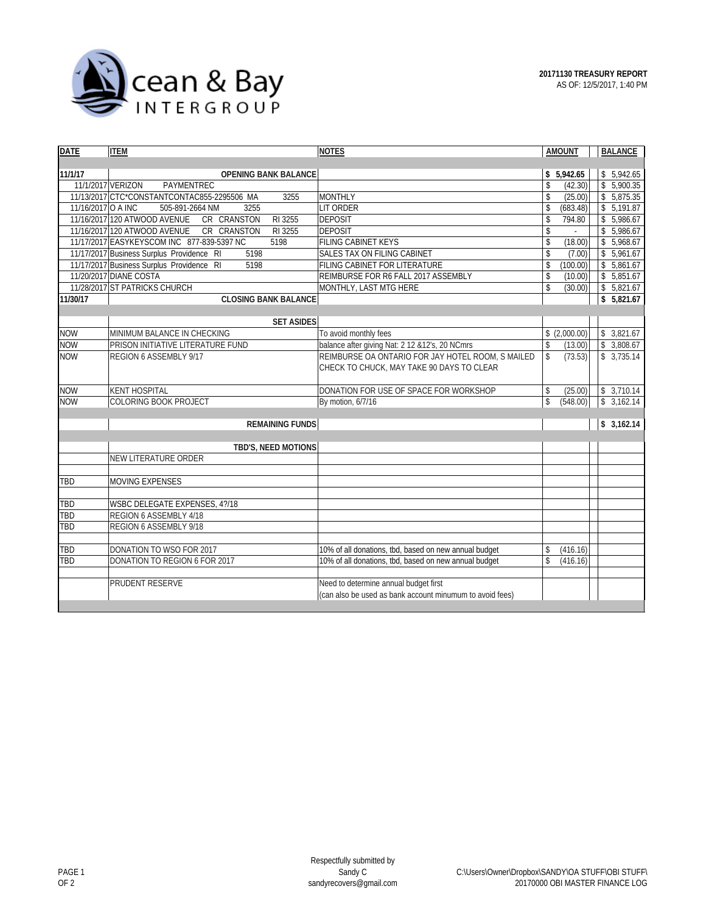Ocean & Bay INTERGROUP

**20171130 TREASURY REPORT**
AS OF: 12/5/2017, 1:40 PM

| DATE | ITEM | NOTES | AMOUNT | BALANCE |
|---|---|---|---|---|
| 11/1/17 | **OPENING BANK BALANCE** | | **$ 5,942.65** | $ 5,942.65 |
| 11/1/2017 | VERIZON PAYMENTREC | | $ (42.30) | $ 5,900.35 |
| 11/13/2017 | CTC*CONSTANTCONTAC855-2295506 MA 3255 | MONTHLY | $ (25.00) | $ 5,875.35 |
| 11/16/2017 | O A INC 505-891-2664 NM 3255 | LIT ORDER | $ (683.48) | $ 5,191.87 |
| 11/16/2017 | 120 ATWOOD AVENUE CR CRANSTON RI 3255 | DEPOSIT | $ 794.80 | $ 5,986.67 |
| 11/16/2017 | 120 ATWOOD AVENUE CR CRANSTON RI 3255 | DEPOSIT | $ - | $ 5,986.67 |
| 11/17/2017 | EASYKEYSCOM INC 877-839-5397 NC 5198 | FILING CABINET KEYS | $ (18.00) | $ 5,968.67 |
| 11/17/2017 | Business Surplus Providence RI 5198 | SALES TAX ON FILING CABINET | $ (7.00) | $ 5,961.67 |
| 11/17/2017 | Business Surplus Providence RI 5198 | FILING CABINET FOR LITERATURE | $ (100.00) | $ 5,861.67 |
| 11/20/2017 | DIANE COSTA | REIMBURSE FOR R6 FALL 2017 ASSEMBLY | $ (10.00) | $ 5,851.67 |
| 11/28/2017 | ST PATRICKS CHURCH | MONTHLY, LAST MTG HERE | $ (30.00) | $ 5,821.67 |
| 11/30/17 | **CLOSING BANK BALANCE** | | | **$ 5,821.67** |
| | | | | |
| | **SET ASIDES** | | | |
| NOW | MINIMUM BALANCE IN CHECKING | To avoid monthly fees | $ (2,000.00) | $ 3,821.67 |
| NOW | PRISON INITIATIVE LITERATURE FUND | balance after giving Nat: 2 12 &12's, 20 NCmrs | $ (13.00) | $ 3,808.67 |
| NOW | REGION 6 ASSEMBLY 9/17 | REIMBURSE OA ONTARIO FOR JAY HOTEL ROOM, S MAILED CHECK TO CHUCK, MAY TAKE 90 DAYS TO CLEAR | $ (73.53) | $ 3,735.14 |
| NOW | KENT HOSPITAL | DONATION FOR USE OF SPACE FOR WORKSHOP | $ (25.00) | $ 3,710.14 |
| NOW | COLORING BOOK PROJECT | By motion, 6/7/16 | $ (548.00) | $ 3,162.14 |
| | | | | |
| | **REMAINING FUNDS** | | | **$ 3,162.14** |
| | | | | |
| | **TBD'S, NEED MOTIONS** | | | |
| | NEW LITERATURE ORDER | | | |
| TBD | MOVING EXPENSES | | | |
| TBD | WSBC DELEGATE EXPENSES, 4?/18 | | | |
| TBD | REGION 6 ASSEMBLY 4/18 | | | |
| TBD | REGION 6 ASSEMBLY 9/18 | | | |
| TBD | DONATION TO WSO FOR 2017 | 10% of all donations, tbd, based on new annual budget | $ (416.16) | |
| TBD | DONATION TO REGION 6 FOR 2017 | 10% of all donations, tbd, based on new annual budget | $ (416.16) | |
| | PRUDENT RESERVE | Need to determine annual budget first (can also be used as bank account minumum to avoid fees) | | |

Respectfully submitted by
Sandy C
sandyrecovers@gmail.com

C:\Users\Owner\Dropbox\SANDY\OA STUFF\OBI STUFF\20170000 OBI MASTER FINANCE LOG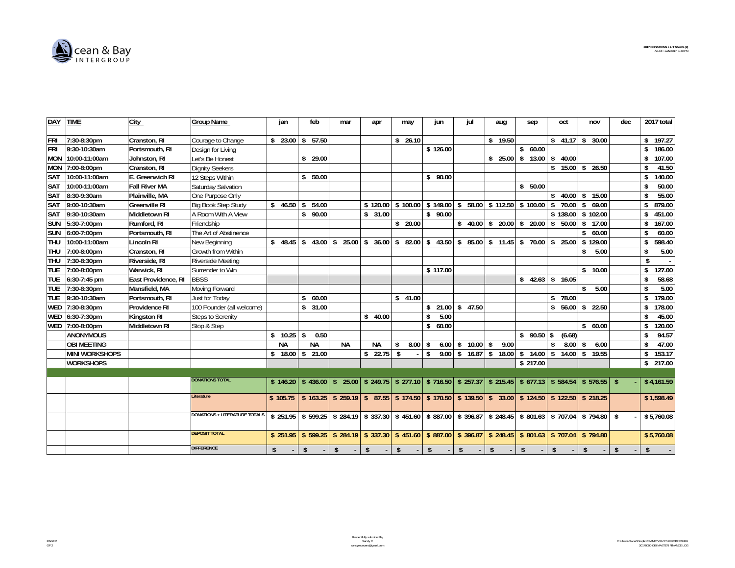Ocean & Bay INTERGROUP

2017 DONATIONS + LIT SALES (2)
AS OF: 12/5/2017, 1:40 PM

| DAY | TIME | City | Group Name | jan | feb | mar | apr | may | jun | jul | aug | sep | oct | nov | dec | 2017 total |
|---|---|---|---|---|---|---|---|---|---|---|---|---|---|---|---|---|
| FRI | 7:30-8:30pm | Cranston, RI | Courage to Change | $ 23.00 | $ 57.50 | | | $ 26.10 | | | $ 19.50 | | $ 41.17 | $ 30.00 | | $ 197.27 |
| FRI | 9:30-10:30am | Portsmouth, RI | Design for Living | | | | | | $ 126.00 | | | $ 60.00 | | | | $ 186.00 |
| MON | 10:00-11:00am | Johnston, RI | Let's Be Honest | | $ 29.00 | | | | | | $ 25.00 | $ 13.00 | $ 40.00 | | | $ 107.00 |
| MON | 7:00-8:00pm | Cranston, RI | Dignity Seekers | | | | | | | | | | $ 15.00 | $ 26.50 | | $ 41.50 |
| SAT | 10:00-11:00am | E. Greenwich RI | 12 Steps Within | | $ 50.00 | | | | $ 90.00 | | | | | | | $ 140.00 |
| SAT | 10:00-11:00am | Fall River MA | Saturday Salvation | | | | | | | | | $ 50.00 | | | | $ 50.00 |
| SAT | 8:30-9:30am | Plainville, MA | One Purpose Only | | | | | | | | | | $ 40.00 | $ 15.00 | | $ 55.00 |
| SAT | 9:00-10:30am | Greenville RI | Big Book Step Study | $ 46.50 | $ 54.00 | | $ 120.00 | $ 100.00 | $ 149.00 | $ 58.00 | $ 112.50 | $ 100.00 | $ 70.00 | $ 69.00 | | $ 879.00 |
| SAT | 9:30-10:30am | Middletown RI | A Room With A View | | $ 90.00 | | $ 31.00 | | $ 90.00 | | | | $ 138.00 | $ 102.00 | | $ 451.00 |
| SUN | 5:30-7:00pm | Rumford, RI | Friendship | | | | | $ 20.00 | | $ 40.00 | $ 20.00 | $ 20.00 | $ 50.00 | $ 17.00 | | $ 167.00 |
| SUN | 6:00-7:00pm | Portsmouth, RI | The Art of Abstinence | | | | | | | | | | | $ 60.00 | | $ 60.00 |
| THU | 10:00-11:00am | Lincoln RI | New Beginning | $ 48.45 | $ 43.00 | $ 25.00 | $ 36.00 | $ 82.00 | $ 43.50 | $ 85.00 | $ 11.45 | $ 70.00 | $ 25.00 | $ 129.00 | | $ 598.40 |
| THU | 7:00-8:00pm | Cranston, RI | Growth from Within | | | | | | | | | | | $ 5.00 | | $ 5.00 |
| THU | 7:30-8:30pm | Riverside, RI | Riverside Meeting | | | | | | | | | | | | | $ - |
| TUE | 7:00-8:00pm | Warwick, RI | Surrender to Win | | | | | | $ 117.00 | | | | | $ 10.00 | | $ 127.00 |
| TUE | 6:30-7:45 pm | East Providence, RI | BBSS | | | | | | | | | $ 42.63 | $ 16.05 | | | $ 58.68 |
| TUE | 7:30-8:30pm | Mansfield, MA | Moving Forward | | | | | | | | | | | $ 5.00 | | $ 5.00 |
| TUE | 9:30-10:30am | Portsmouth, RI | Just for Today | | $ 60.00 | | | $ 41.00 | | | | | $ 78.00 | | | $ 179.00 |
| WED | 7:30-8:30pm | Providence RI | 100 Pounder (all welcome) | | $ 31.00 | | | | $ 21.00 | $ 47.50 | | | $ 56.00 | $ 22.50 | | $ 178.00 |
| WED | 6:30-7:30pm | Kingston RI | Steps to Serenity | | | | $ 40.00 | | $ 5.00 | | | | | | | $ 45.00 |
| WED | 7:00-8:00pm | Middletown RI | Stop & Step | | | | | | $ 60.00 | | | | | $ 60.00 | | $ 120.00 |
| | ANONYMOUS | | | $ 10.25 | $ 0.50 | | | | | | | $ 90.50 | $ (6.68) | | | $ 94.57 |
| | OBI MEETING | | | NA | NA | NA | NA | $ 8.00 | $ 6.00 | $ 10.00 | $ 9.00 | | $ 8.00 | $ 6.00 | | $ 47.00 |
| | MINI WORKSHOPS | | | $ 18.00 | $ 21.00 | | $ 22.75 | $ - | $ 9.00 | $ 16.87 | $ 18.00 | $ 14.00 | $ 14.00 | $ 19.55 | | $ 153.17 |
| | WORKSHOPS | | | | | | | | | | | $ 217.00 | | | | $ 217.00 |
| | | | DONATIONS TOTAL | $ 146.20 | $ 436.00 | $ 25.00 | $ 249.75 | $ 277.10 | $ 716.50 | $ 257.37 | $ 215.45 | $ 677.13 | $ 584.54 | $ 576.55 | $ - | $ 4,161.59 |
| | | | Literature | $ 105.75 | $ 163.25 | $ 259.19 | $ 87.55 | $ 174.50 | $ 170.50 | $ 139.50 | $ 33.00 | $ 124.50 | $ 122.50 | $ 218.25 | | $ 1,598.49 |
| | | | DONATIONS + LITERATURE TOTALS | $ 251.95 | $ 599.25 | $ 284.19 | $ 337.30 | $ 451.60 | $ 887.00 | $ 396.87 | $ 248.45 | $ 801.63 | $ 707.04 | $ 794.80 | $ - | $ 5,760.08 |
| | | | DEPOSIT TOTAL | $ 251.95 | $ 599.25 | $ 284.19 | $ 337.30 | $ 451.60 | $ 887.00 | $ 396.87 | $ 248.45 | $ 801.63 | $ 707.04 | $ 794.80 | | $ 5,760.08 |
| | | | DIFFERENCE | $ - | $ - | $ - | $ - | $ - | $ - | $ - | $ - | $ - | $ - | $ - | $ - | $ - |

Respectfully submitted by
Sandy C
sandyrecovers@gmail.com

C:\Users\Owner\Dropbox\SANDY\OA STUFF\OBI STUFF\
20170000 OBI MASTER FINANCE LOG